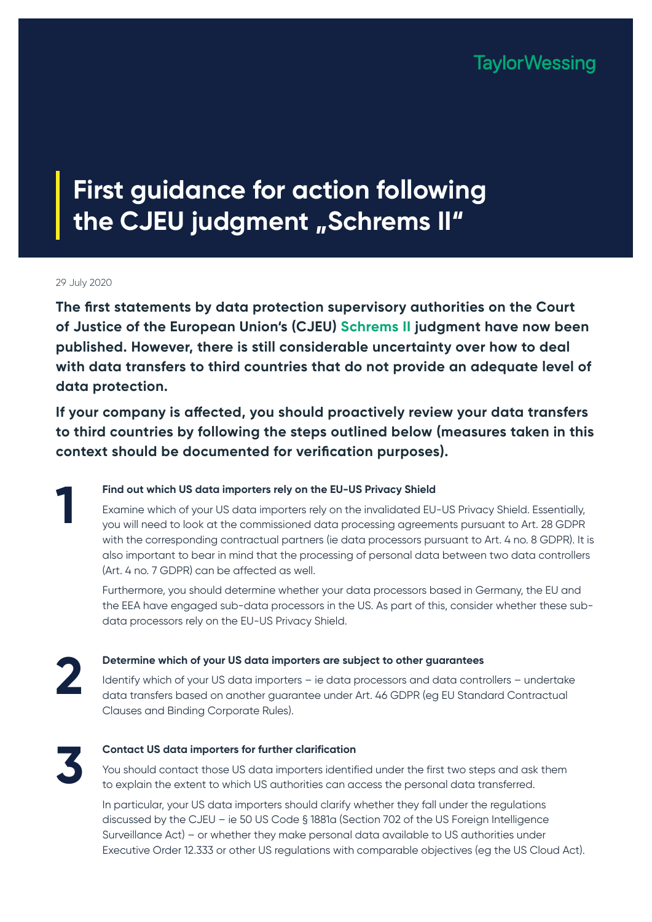TaylorWessing

# First guidance for action following the CJEU judgment „Schrems II"

29 July 2020

**The first statements by data protection supervisory authorities on the Court of Justice of the European Union's (CJEU) Schrems II judgment have now been published. However, there is still considerable uncertainty over how to deal with data transfers to third countries that do not provide an adequate level of data protection.**

**If your company is affected, you should proactively review your data transfers to third countries by following the steps outlined below (measures taken in this context should be documented for verification purposes).**

## 1

**Find out which US data importers rely on the EU-US Privacy Shield**

Examine which of your US data importers rely on the invalidated EU-US Privacy Shield. Essentially, you will need to look at the commissioned data processing agreements pursuant to Art. 28 GDPR with the corresponding contractual partners (ie data processors pursuant to Art. 4 no. 8 GDPR). It is also important to bear in mind that the processing of personal data between two data controllers (Art. 4 no. 7 GDPR) can be affected as well.

Furthermore, you should determine whether your data processors based in Germany, the EU and the EEA have engaged sub-data processors in the US. As part of this, consider whether these sub-data processors rely on the EU-US Privacy Shield.

## 2

**Determine which of your US data importers are subject to other guarantees**

Identify which of your US data importers – ie data processors and data controllers – undertake data transfers based on another guarantee under Art. 46 GDPR (eg EU Standard Contractual Clauses and Binding Corporate Rules).

## 3

**Contact US data importers for further clarification**

You should contact those US data importers identified under the first two steps and ask them to explain the extent to which US authorities can access the personal data transferred.

In particular, your US data importers should clarify whether they fall under the regulations discussed by the CJEU – ie 50 US Code § 1881a (Section 702 of the US Foreign Intelligence Surveillance Act) – or whether they make personal data available to US authorities under Executive Order 12.333 or other US regulations with comparable objectives (eg the US Cloud Act).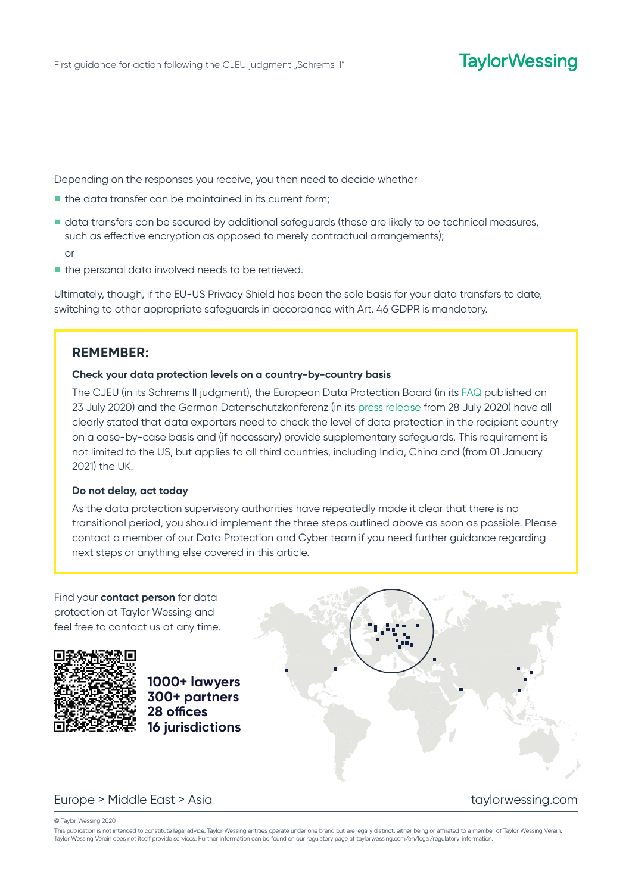Depending on the responses you receive, you then need to decide whether

- the data transfer can be maintained in its current form;
- data transfers can be secured by additional safeguards (these are likely to be technical measures, such as effective encryption as opposed to merely contractual arrangements);

  or
- the personal data involved needs to be retrieved.

Ultimately, though, if the EU-US Privacy Shield has been the sole basis for your data transfers to date, switching to other appropriate safeguards in accordance with Art. 46 GDPR is mandatory.

## REMEMBER:

**Check your data protection levels on a country-by-country basis**

The CJEU (in its Schrems II judgment), the European Data Protection Board (in its FAQ published on 23 July 2020) and the German Datenschutzkonferenz (in its press release from 28 July 2020) have all clearly stated that data exporters need to check the level of data protection in the recipient country on a case-by-case basis and (if necessary) provide supplementary safeguards. This requirement is not limited to the US, but applies to all third countries, including India, China and (from 01 January 2021) the UK.

**Do not delay, act today**

As the data protection supervisory authorities have repeatedly made it clear that there is no transitional period, you should implement the three steps outlined above as soon as possible. Please contact a member of our Data Protection and Cyber team if you need further guidance regarding next steps or anything else covered in this article.

Find your **contact person** for data protection at Taylor Wessing and feel free to contact us at any time.

**1000+ lawyers**
**300+ partners**
**28 offices**
**16 jurisdictions**

Europe > Middle East > Asia

taylorwessing.com

© Taylor Wessing 2020

This publication is not intended to constitute legal advice. Taylor Wessing entities operate under one brand but are legally distinct, either being or affiliated to a member of Taylor Wessing Verein. Taylor Wessing Verein does not itself provide services. Further information can be found on our regulatory page at taylorwessing.com/en/legal/regulatory-information.